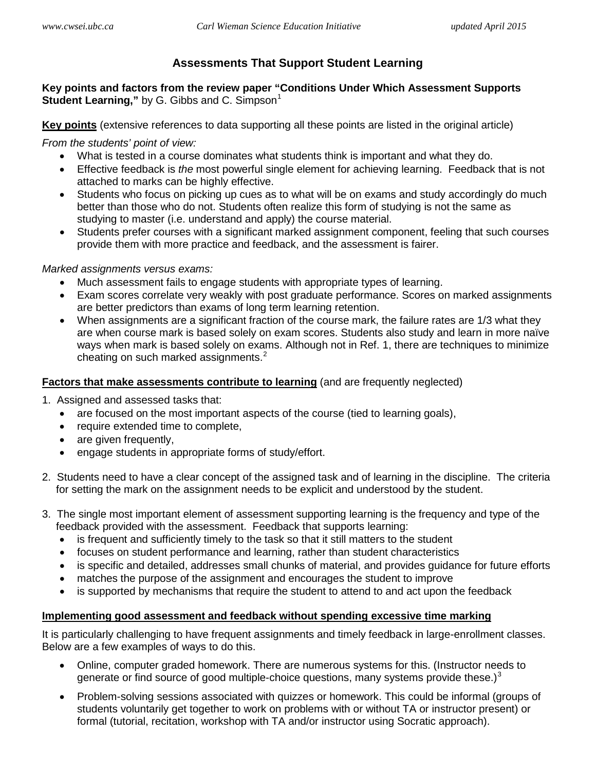# Assessments That Support Student Learning

**Key points and factors from the review paper "Conditions Under Which Assessment Supports Student Learning,"** by G. Gibbs and C. Simpson[1]

**<u>Key points</u>** (extensive references to data supporting all these points are listed in the original article)

*From the students' point of view:*

- What is tested in a course dominates what students think is important and what they do.
- Effective feedback is *the* most powerful single element for achieving learning. Feedback that is not attached to marks can be highly effective.
- Students who focus on picking up cues as to what will be on exams and study accordingly do much better than those who do not. Students often realize this form of studying is not the same as studying to master (i.e. understand and apply) the course material.
- Students prefer courses with a significant marked assignment component, feeling that such courses provide them with more practice and feedback, and the assessment is fairer.

*Marked assignments versus exams:*

- Much assessment fails to engage students with appropriate types of learning.
- Exam scores correlate very weakly with post graduate performance. Scores on marked assignments are better predictors than exams of long term learning retention.
- When assignments are a significant fraction of the course mark, the failure rates are 1/3 what they are when course mark is based solely on exam scores. Students also study and learn in more naïve ways when mark is based solely on exams. Although not in Ref. 1, there are techniques to minimize cheating on such marked assignments.[2]

**<u>Factors that make assessments contribute to learning</u>** (and are frequently neglected)

1. Assigned and assessed tasks that:
   - are focused on the most important aspects of the course (tied to learning goals),
   - require extended time to complete,
   - are given frequently,
   - engage students in appropriate forms of study/effort.

2. Students need to have a clear concept of the assigned task and of learning in the discipline. The criteria for setting the mark on the assignment needs to be explicit and understood by the student.

3. The single most important element of assessment supporting learning is the frequency and type of the feedback provided with the assessment. Feedback that supports learning:
   - is frequent and sufficiently timely to the task so that it still matters to the student
   - focuses on student performance and learning, rather than student characteristics
   - is specific and detailed, addresses small chunks of material, and provides guidance for future efforts
   - matches the purpose of the assignment and encourages the student to improve
   - is supported by mechanisms that require the student to attend to and act upon the feedback

**<u>Implementing good assessment and feedback without spending excessive time marking</u>**

It is particularly challenging to have frequent assignments and timely feedback in large-enrollment classes. Below are a few examples of ways to do this.

- Online, computer graded homework. There are numerous systems for this. (Instructor needs to generate or find source of good multiple-choice questions, many systems provide these.)[3]

- Problem-solving sessions associated with quizzes or homework. This could be informal (groups of students voluntarily get together to work on problems with or without TA or instructor present) or formal (tutorial, recitation, workshop with TA and/or instructor using Socratic approach).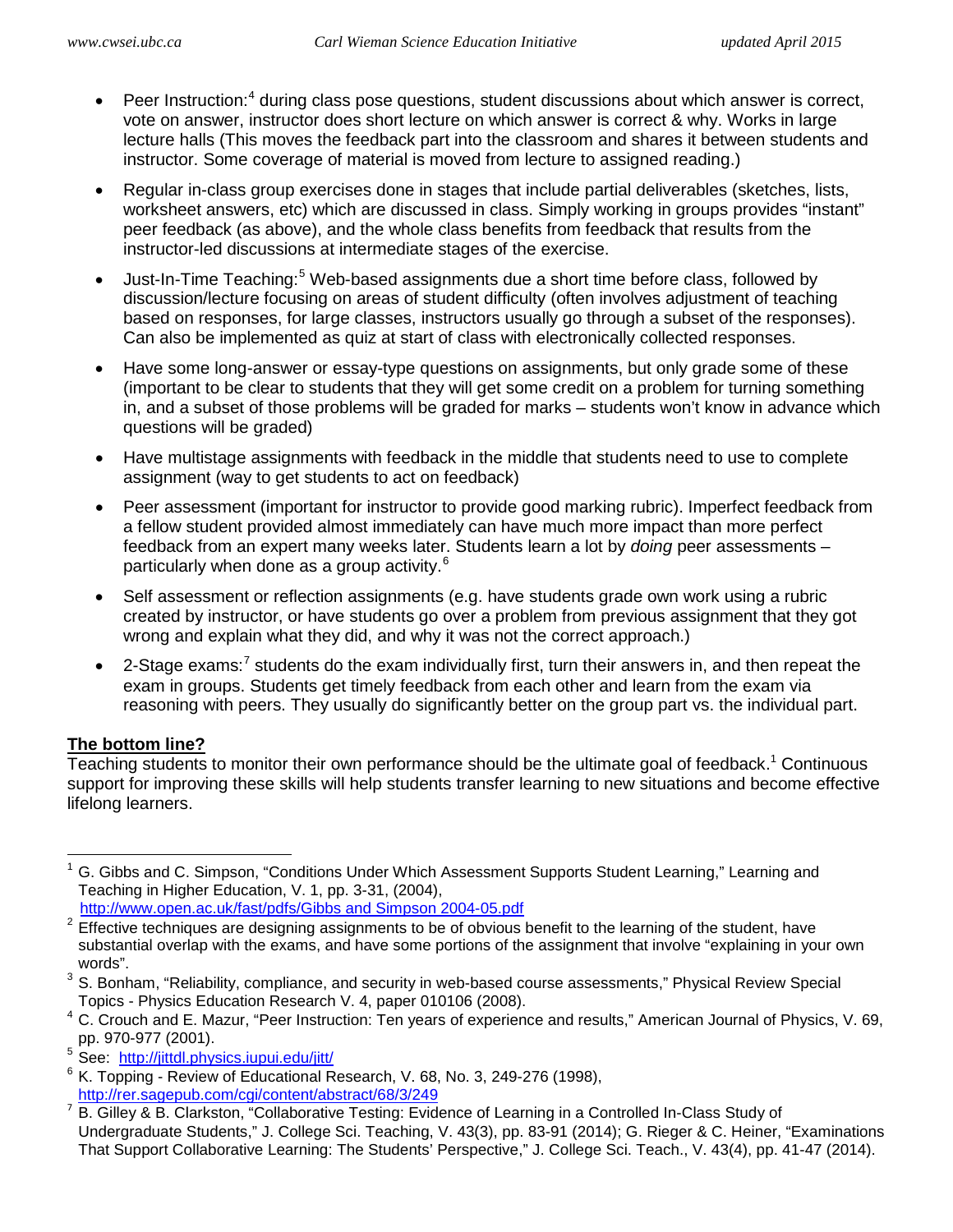- Peer Instruction:[4] during class pose questions, student discussions about which answer is correct, vote on answer, instructor does short lecture on which answer is correct & why. Works in large lecture halls (This moves the feedback part into the classroom and shares it between students and instructor. Some coverage of material is moved from lecture to assigned reading.)
- Regular in-class group exercises done in stages that include partial deliverables (sketches, lists, worksheet answers, etc) which are discussed in class. Simply working in groups provides "instant" peer feedback (as above), and the whole class benefits from feedback that results from the instructor-led discussions at intermediate stages of the exercise.
- Just-In-Time Teaching:[5] Web-based assignments due a short time before class, followed by discussion/lecture focusing on areas of student difficulty (often involves adjustment of teaching based on responses, for large classes, instructors usually go through a subset of the responses). Can also be implemented as quiz at start of class with electronically collected responses.
- Have some long-answer or essay-type questions on assignments, but only grade some of these (important to be clear to students that they will get some credit on a problem for turning something in, and a subset of those problems will be graded for marks – students won't know in advance which questions will be graded)
- Have multistage assignments with feedback in the middle that students need to use to complete assignment (way to get students to act on feedback)
- Peer assessment (important for instructor to provide good marking rubric). Imperfect feedback from a fellow student provided almost immediately can have much more impact than more perfect feedback from an expert many weeks later. Students learn a lot by *doing* peer assessments – particularly when done as a group activity.[6]
- Self assessment or reflection assignments (e.g. have students grade own work using a rubric created by instructor, or have students go over a problem from previous assignment that they got wrong and explain what they did, and why it was not the correct approach.)
- 2-Stage exams:[7] students do the exam individually first, turn their answers in, and then repeat the exam in groups. Students get timely feedback from each other and learn from the exam via reasoning with peers. They usually do significantly better on the group part vs. the individual part.

**The bottom line?**

Teaching students to monitor their own performance should be the ultimate goal of feedback.[1] Continuous support for improving these skills will help students transfer learning to new situations and become effective lifelong learners.

---

[1] G. Gibbs and C. Simpson, "Conditions Under Which Assessment Supports Student Learning," Learning and Teaching in Higher Education, V. 1, pp. 3-31, (2004), http://www.open.ac.uk/fast/pdfs/Gibbs and Simpson 2004-05.pdf

[2] Effective techniques are designing assignments to be of obvious benefit to the learning of the student, have substantial overlap with the exams, and have some portions of the assignment that involve "explaining in your own words".

[3] S. Bonham, "Reliability, compliance, and security in web-based course assessments," Physical Review Special Topics - Physics Education Research V. 4, paper 010106 (2008).

[4] C. Crouch and E. Mazur, "Peer Instruction: Ten years of experience and results," American Journal of Physics, V. 69, pp. 970-977 (2001).

[5] See: http://jittdl.physics.iupui.edu/jitt/

[6] K. Topping - Review of Educational Research, V. 68, No. 3, 249-276 (1998), http://rer.sagepub.com/cgi/content/abstract/68/3/249

[7] B. Gilley & B. Clarkston, "Collaborative Testing: Evidence of Learning in a Controlled In-Class Study of Undergraduate Students," J. College Sci. Teaching, V. 43(3), pp. 83-91 (2014); G. Rieger & C. Heiner, "Examinations That Support Collaborative Learning: The Students' Perspective," J. College Sci. Teach., V. 43(4), pp. 41-47 (2014).